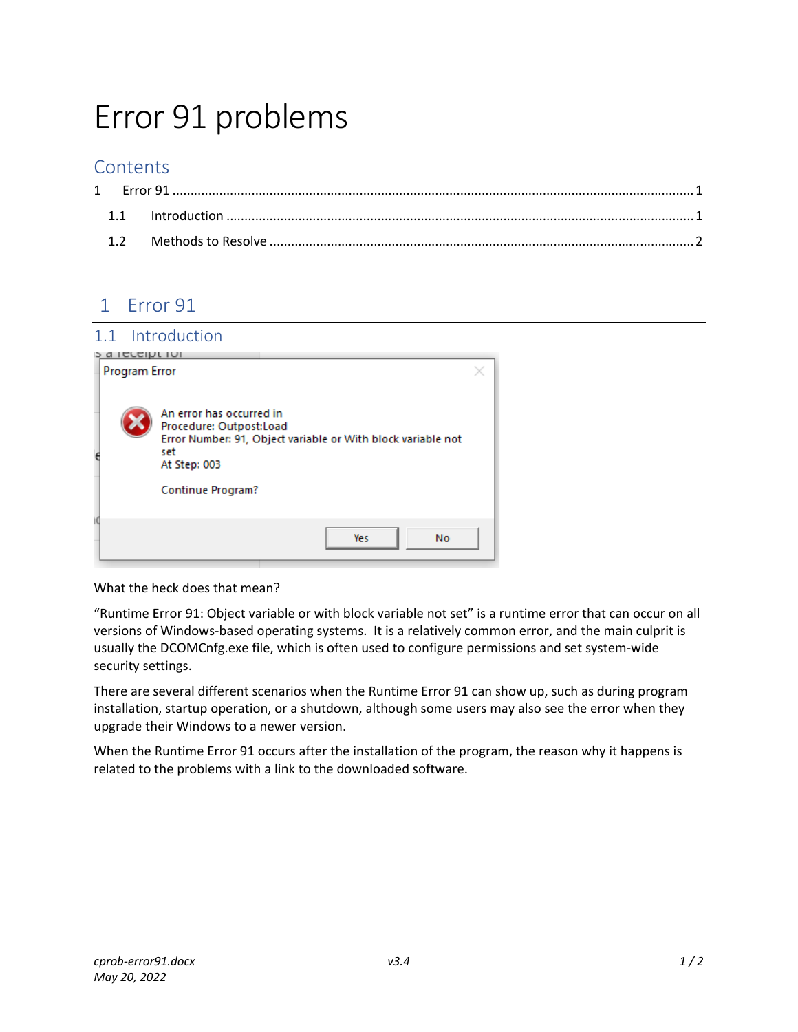# Error 91 problems

## Contents

1 Error 91 ........................................................................ 1

1.1 Introduction ........................................................................ 1

1.2 Methods to Resolve ........................................................................ 2

## 1 Error 91

### 1.1 Introduction

Program Error

An error has occurred in
Procedure: Outpost:Load
Error Number: 91, Object variable or With block variable not set
At Step: 003

Continue Program?

Yes No

What the heck does that mean?

"Runtime Error 91: Object variable or with block variable not set" is a runtime error that can occur on all versions of Windows-based operating systems. It is a relatively common error, and the main culprit is usually the DCOMCnfg.exe file, which is often used to configure permissions and set system-wide security settings.

There are several different scenarios when the Runtime Error 91 can show up, such as during program installation, startup operation, or a shutdown, although some users may also see the error when they upgrade their Windows to a newer version.

When the Runtime Error 91 occurs after the installation of the program, the reason why it happens is related to the problems with a link to the downloaded software.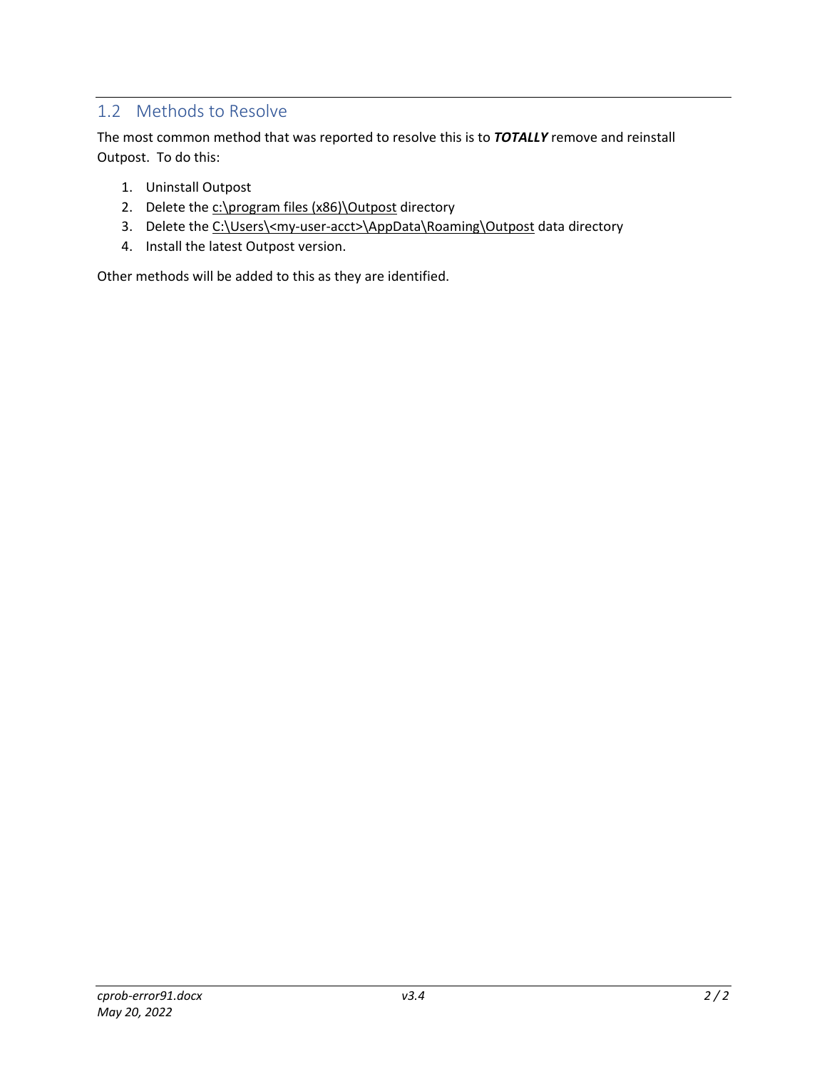## 1.2 Methods to Resolve

The most common method that was reported to resolve this is to ***TOTALLY*** remove and reinstall Outpost. To do this:

1. Uninstall Outpost
2. Delete the c:\program files (x86)\Outpost directory
3. Delete the C:\Users\<my-user-acct>\AppData\Roaming\Outpost data directory
4. Install the latest Outpost version.

Other methods will be added to this as they are identified.